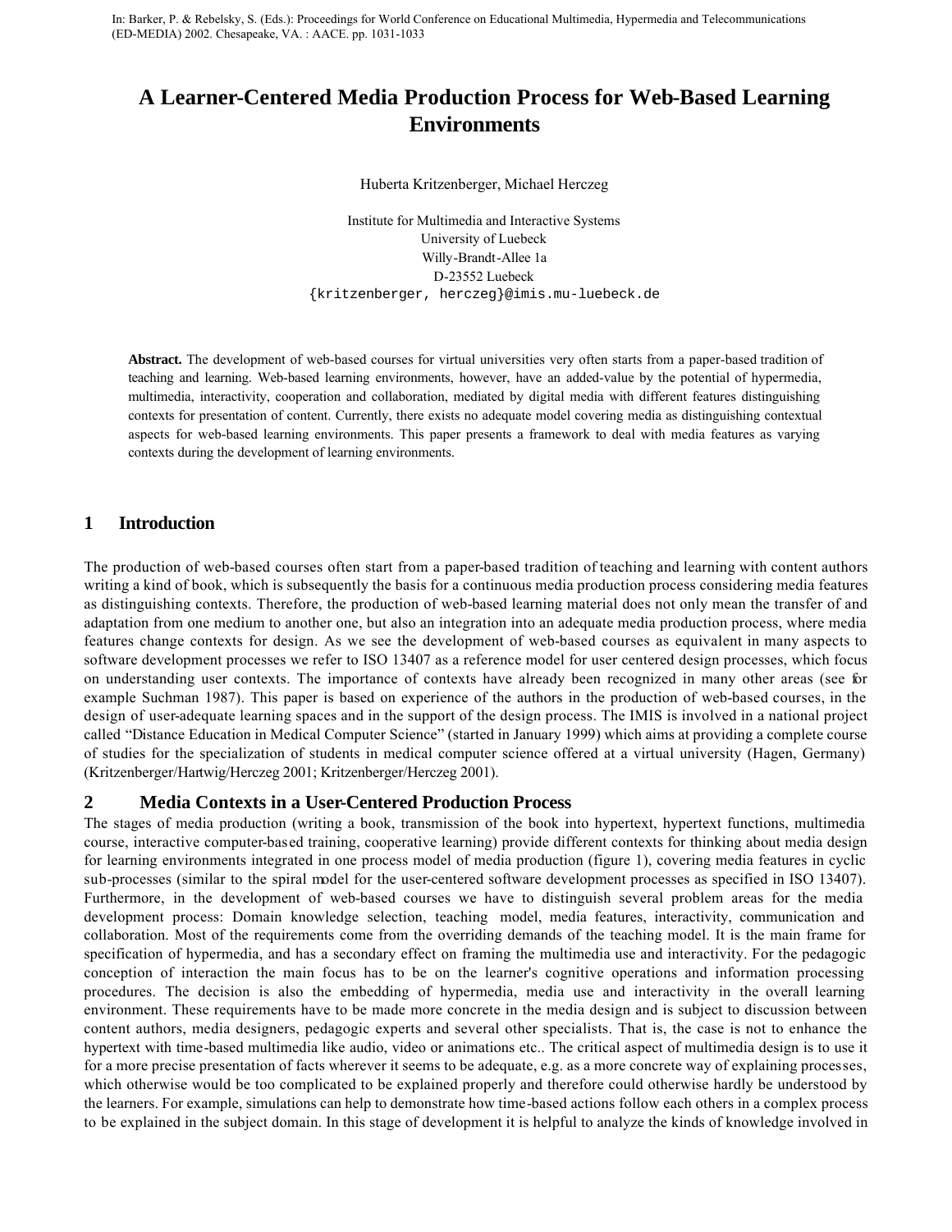In: Barker, P. & Rebelsky, S. (Eds.): Proceedings for World Conference on Educational Multimedia, Hypermedia and Telecommunications (ED-MEDIA) 2002. Chesapeake, VA. : AACE. pp. 1031-1033

# A Learner-Centered Media Production Process for Web-Based Learning Environments

Huberta Kritzenberger, Michael Herczeg

Institute for Multimedia and Interactive Systems
University of Luebeck
Willy-Brandt-Allee 1a
D-23552 Luebeck
{kritzenberger, herczeg}@imis.mu-luebeck.de

**Abstract.** The development of web-based courses for virtual universities very often starts from a paper-based tradition of teaching and learning. Web-based learning environments, however, have an added-value by the potential of hypermedia, multimedia, interactivity, cooperation and collaboration, mediated by digital media with different features distinguishing contexts for presentation of content. Currently, there exists no adequate model covering media as distinguishing contextual aspects for web-based learning environments. This paper presents a framework to deal with media features as varying contexts during the development of learning environments.

## 1 Introduction

The production of web-based courses often start from a paper-based tradition of teaching and learning with content authors writing a kind of book, which is subsequently the basis for a continuous media production process considering media features as distinguishing contexts. Therefore, the production of web-based learning material does not only mean the transfer of and adaptation from one medium to another one, but also an integration into an adequate media production process, where media features change contexts for design. As we see the development of web-based courses as equivalent in many aspects to software development processes we refer to ISO 13407 as a reference model for user centered design processes, which focus on understanding user contexts. The importance of contexts have already been recognized in many other areas (see for example Suchman 1987). This paper is based on experience of the authors in the production of web-based courses, in the design of user-adequate learning spaces and in the support of the design process. The IMIS is involved in a national project called "Distance Education in Medical Computer Science" (started in January 1999) which aims at providing a complete course of studies for the specialization of students in medical computer science offered at a virtual university (Hagen, Germany) (Kritzenberger/Hartwig/Herczeg 2001; Kritzenberger/Herczeg 2001).

## 2 Media Contexts in a User-Centered Production Process

The stages of media production (writing a book, transmission of the book into hypertext, hypertext functions, multimedia course, interactive computer-based training, cooperative learning) provide different contexts for thinking about media design for learning environments integrated in one process model of media production (figure 1), covering media features in cyclic sub-processes (similar to the spiral model for the user-centered software development processes as specified in ISO 13407). Furthermore, in the development of web-based courses we have to distinguish several problem areas for the media development process: Domain knowledge selection, teaching model, media features, interactivity, communication and collaboration. Most of the requirements come from the overriding demands of the teaching model. It is the main frame for specification of hypermedia, and has a secondary effect on framing the multimedia use and interactivity. For the pedagogic conception of interaction the main focus has to be on the learner's cognitive operations and information processing procedures. The decision is also the embedding of hypermedia, media use and interactivity in the overall learning environment. These requirements have to be made more concrete in the media design and is subject to discussion between content authors, media designers, pedagogic experts and several other specialists. That is, the case is not to enhance the hypertext with time-based multimedia like audio, video or animations etc.. The critical aspect of multimedia design is to use it for a more precise presentation of facts wherever it seems to be adequate, e.g. as a more concrete way of explaining processes, which otherwise would be too complicated to be explained properly and therefore could otherwise hardly be understood by the learners. For example, simulations can help to demonstrate how time-based actions follow each others in a complex process to be explained in the subject domain. In this stage of development it is helpful to analyze the kinds of knowledge involved in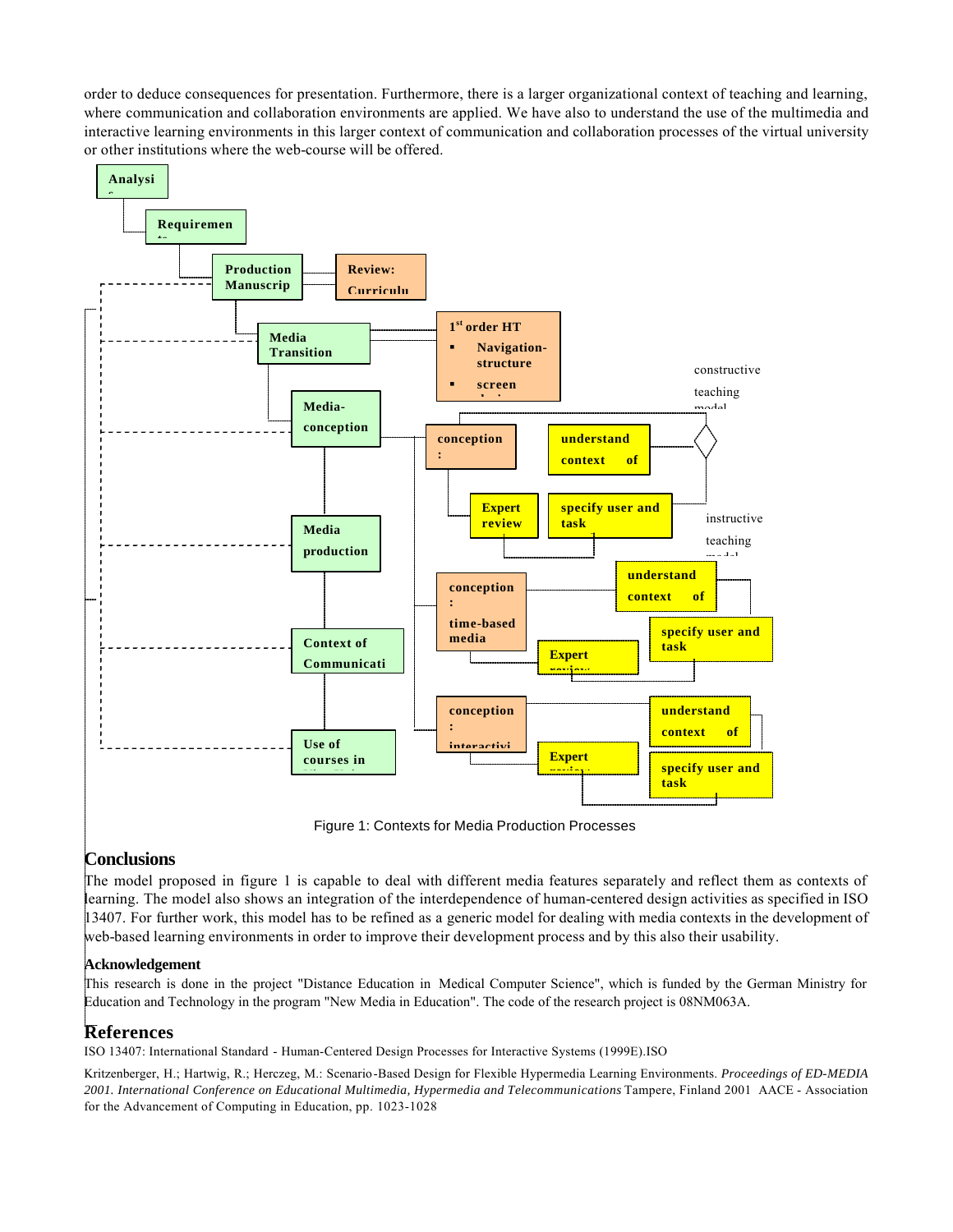order to deduce consequences for presentation. Furthermore, there is a larger organizational context of teaching and learning, where communication and collaboration environments are applied. We have also to understand the use of the multimedia and interactive learning environments in this larger context of communication and collaboration processes of the virtual university or other institutions where the web-course will be offered.

Figure 1: Contexts for Media Production Processes

## Conclusions

The model proposed in figure 1 is capable to deal with different media features separately and reflect them as contexts of learning. The model also shows an integration of the interdependence of human-centered design activities as specified in ISO 13407. For further work, this model has to be refined as a generic model for dealing with media contexts in the development of web-based learning environments in order to improve their development process and by this also their usability.

### Acknowledgement

This research is done in the project "Distance Education in Medical Computer Science", which is funded by the German Ministry for Education and Technology in the program "New Media in Education". The code of the research project is 08NM063A.

## References

ISO 13407: International Standard - Human-Centered Design Processes for Interactive Systems (1999E).ISO

Kritzenberger, H.; Hartwig, R.; Herczeg, M.: Scenario-Based Design for Flexible Hypermedia Learning Environments. *Proceedings of ED-MEDIA 2001. International Conference on Educational Multimedia, Hypermedia and Telecommunications* Tampere, Finland 2001 AACE - Association for the Advancement of Computing in Education, pp. 1023-1028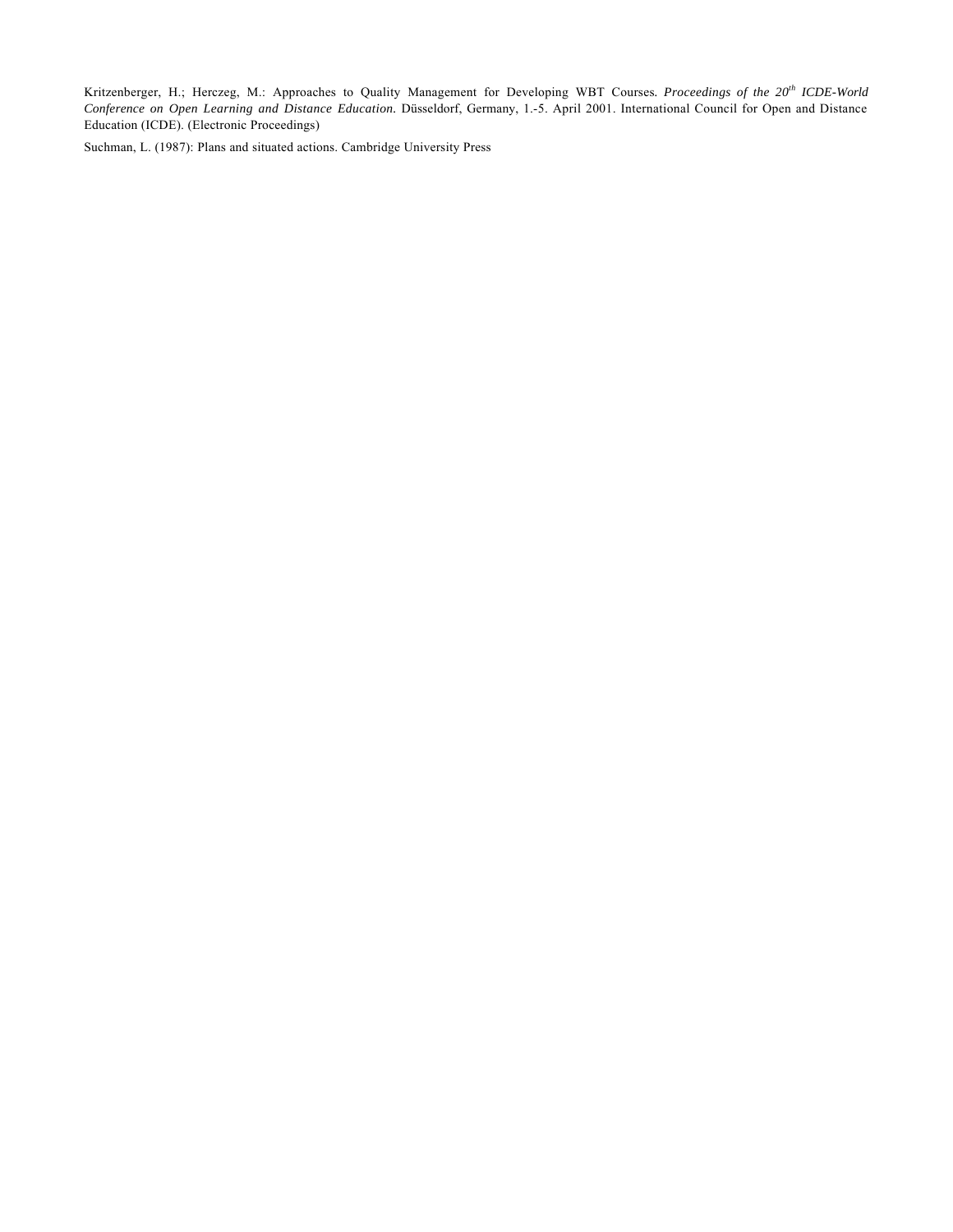Kritzenberger, H.; Herczeg, M.: Approaches to Quality Management for Developing WBT Courses. *Proceedings of the 20th ICDE-World Conference on Open Learning and Distance Education.* Düsseldorf, Germany, 1.-5. April 2001. International Council for Open and Distance Education (ICDE). (Electronic Proceedings)

Suchman, L. (1987): Plans and situated actions. Cambridge University Press